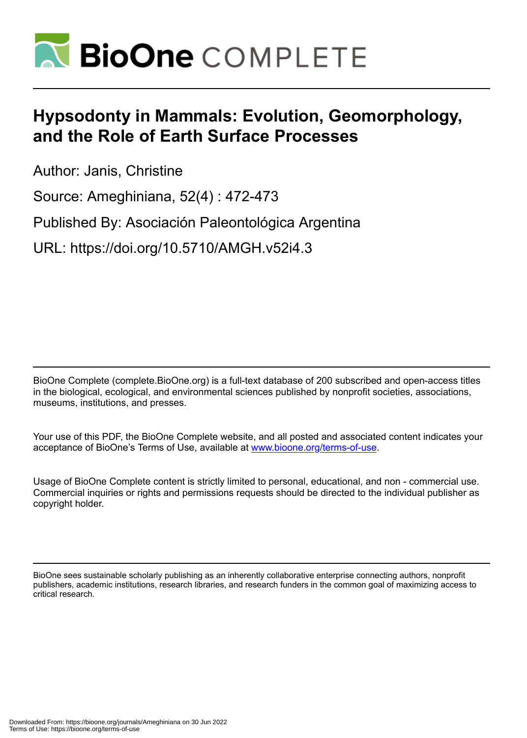# BioOne COMPLETE

## Hypsodonty in Mammals: Evolution, Geomorphology, and the Role of Earth Surface Processes

Author: Janis, Christine

Source: Ameghiniana, 52(4) : 472-473

Published By: Asociación Paleontológica Argentina

URL: https://doi.org/10.5710/AMGH.v52i4.3

BioOne Complete (complete.BioOne.org) is a full-text database of 200 subscribed and open-access titles in the biological, ecological, and environmental sciences published by nonprofit societies, associations, museums, institutions, and presses.

Your use of this PDF, the BioOne Complete website, and all posted and associated content indicates your acceptance of BioOne's Terms of Use, available at www.bioone.org/terms-of-use.

Usage of BioOne Complete content is strictly limited to personal, educational, and non - commercial use. Commercial inquiries or rights and permissions requests should be directed to the individual publisher as copyright holder.

BioOne sees sustainable scholarly publishing as an inherently collaborative enterprise connecting authors, nonprofit publishers, academic institutions, research libraries, and research funders in the common goal of maximizing access to critical research.

Downloaded From: https://bioone.org/journals/Ameghiniana on 30 Jun 2022
Terms of Use: https://bioone.org/terms-of-use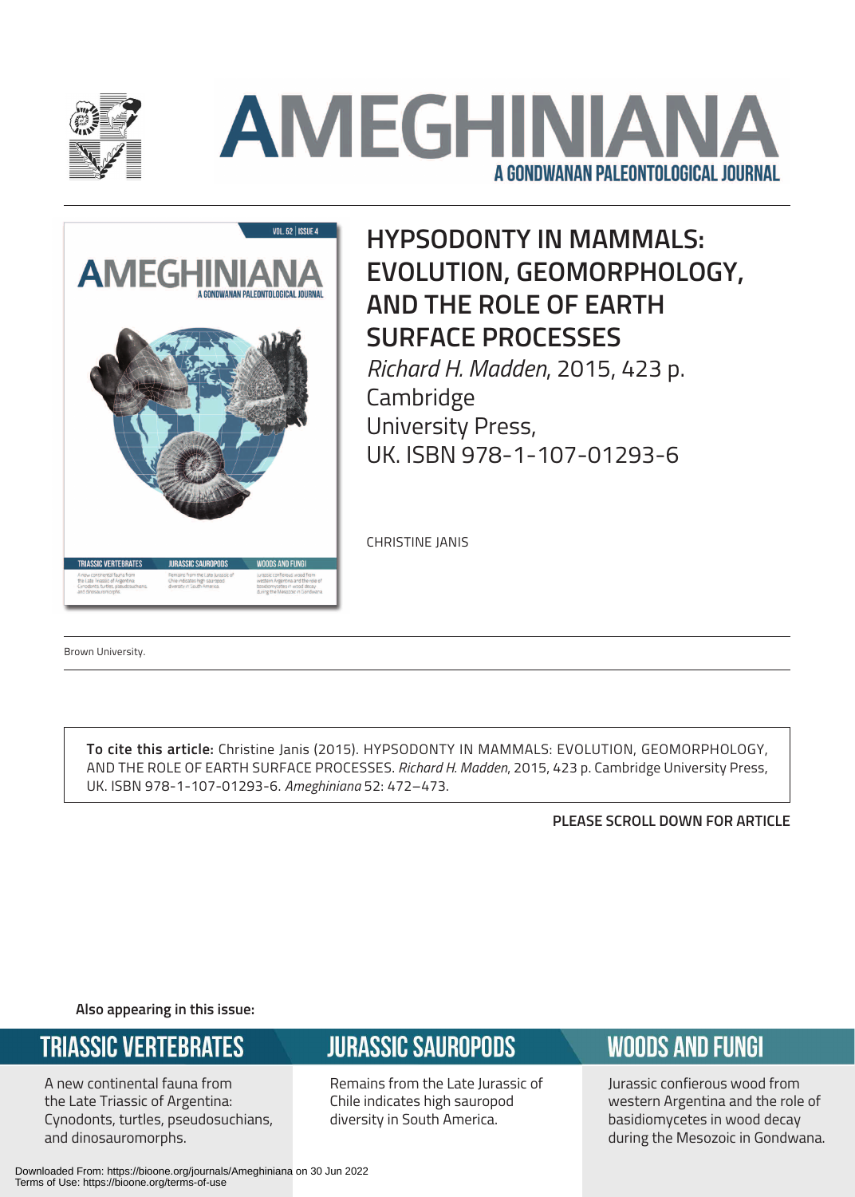# AMEGHINIANA

A GONDWANAN PALEONTOLOGICAL JOURNAL

## HYPSODONTY IN MAMMALS: EVOLUTION, GEOMORPHOLOGY, AND THE ROLE OF EARTH SURFACE PROCESSES

*Richard H. Madden*, 2015, 423 p. Cambridge University Press, UK. ISBN 978-1-107-01293-6

CHRISTINE JANIS

Brown University.

**To cite this article:** Christine Janis (2015). HYPSODONTY IN MAMMALS: EVOLUTION, GEOMORPHOLOGY, AND THE ROLE OF EARTH SURFACE PROCESSES. *Richard H. Madden*, 2015, 423 p. Cambridge University Press, UK. ISBN 978-1-107-01293-6. *Ameghiniana* 52: 472–473.

**PLEASE SCROLL DOWN FOR ARTICLE**

**Also appearing in this issue:**

**TRIASSIC VERTEBRATES**
A new continental fauna from the Late Triassic of Argentina: Cynodonts, turtles, pseudosuchians, and dinosauromorphs.

**JURASSIC SAUROPODS**
Remains from the Late Jurassic of Chile indicates high sauropod diversity in South America.

**WOODS AND FUNGI**
Jurassic confierous wood from western Argentina and the role of basidiomycetes in wood decay during the Mesozoic in Gondwana.

Downloaded From: https://bioone.org/journals/Ameghiniana on 30 Jun 2022
Terms of Use: https://bioone.org/terms-of-use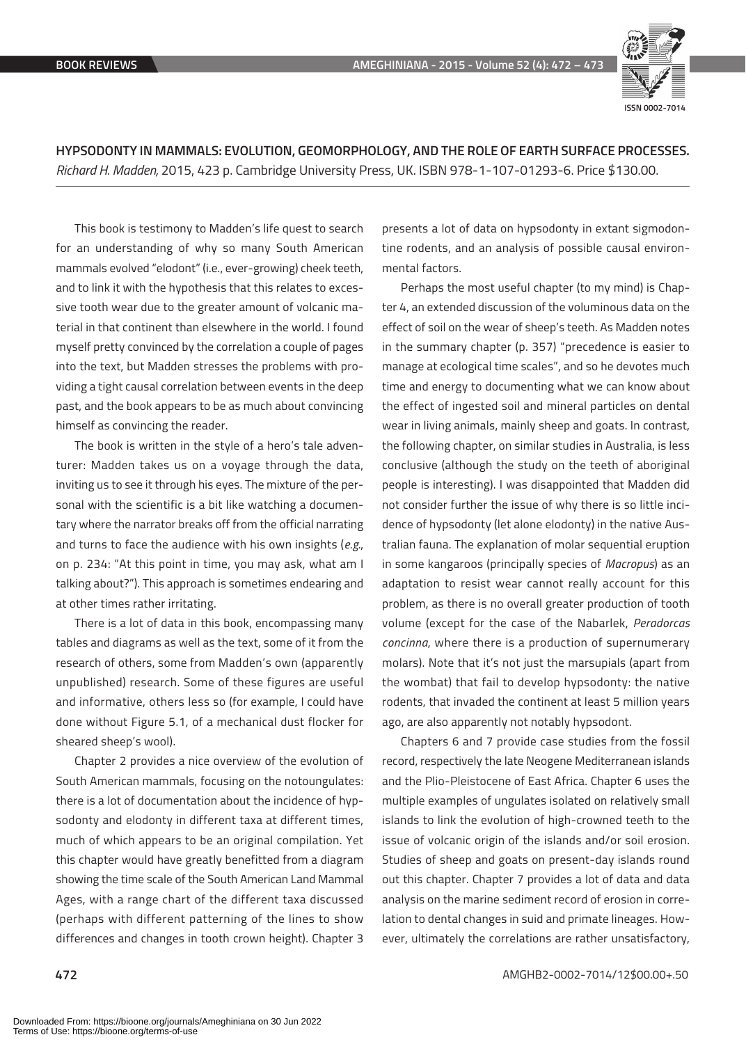**HYPSODONTY IN MAMMALS: EVOLUTION, GEOMORPHOLOGY, AND THE ROLE OF EARTH SURFACE PROCESSES.** *Richard H. Madden,* 2015, 423 p. Cambridge University Press, UK. ISBN 978-1-107-01293-6. Price $130.00.

This book is testimony to Madden's life quest to search for an understanding of why so many South American mammals evolved "elodont" (i.e., ever-growing) cheek teeth, and to link it with the hypothesis that this relates to excessive tooth wear due to the greater amount of volcanic material in that continent than elsewhere in the world. I found myself pretty convinced by the correlation a couple of pages into the text, but Madden stresses the problems with providing a tight causal correlation between events in the deep past, and the book appears to be as much about convincing himself as convincing the reader.

The book is written in the style of a hero's tale adventurer: Madden takes us on a voyage through the data, inviting us to see it through his eyes. The mixture of the personal with the scientific is a bit like watching a documentary where the narrator breaks off from the official narrating and turns to face the audience with his own insights (*e.g.*, on p. 234: "At this point in time, you may ask, what am I talking about?"). This approach is sometimes endearing and at other times rather irritating.

There is a lot of data in this book, encompassing many tables and diagrams as well as the text, some of it from the research of others, some from Madden's own (apparently unpublished) research. Some of these figures are useful and informative, others less so (for example, I could have done without Figure 5.1, of a mechanical dust flocker for sheared sheep's wool).

Chapter 2 provides a nice overview of the evolution of South American mammals, focusing on the notoungulates: there is a lot of documentation about the incidence of hypsodonty and elodonty in different taxa at different times, much of which appears to be an original compilation. Yet this chapter would have greatly benefitted from a diagram showing the time scale of the South American Land Mammal Ages, with a range chart of the different taxa discussed (perhaps with different patterning of the lines to show differences and changes in tooth crown height). Chapter 3 presents a lot of data on hypsodonty in extant sigmodontine rodents, and an analysis of possible causal environmental factors.

Perhaps the most useful chapter (to my mind) is Chapter 4, an extended discussion of the voluminous data on the effect of soil on the wear of sheep's teeth. As Madden notes in the summary chapter (p. 357) "precedence is easier to manage at ecological time scales", and so he devotes much time and energy to documenting what we can know about the effect of ingested soil and mineral particles on dental wear in living animals, mainly sheep and goats. In contrast, the following chapter, on similar studies in Australia, is less conclusive (although the study on the teeth of aboriginal people is interesting). I was disappointed that Madden did not consider further the issue of why there is so little incidence of hypsodonty (let alone elodonty) in the native Australian fauna. The explanation of molar sequential eruption in some kangaroos (principally species of *Macropus*) as an adaptation to resist wear cannot really account for this problem, as there is no overall greater production of tooth volume (except for the case of the Nabarlek, *Peradorcas concinna*, where there is a production of supernumerary molars). Note that it's not just the marsupials (apart from the wombat) that fail to develop hypsodonty: the native rodents, that invaded the continent at least 5 million years ago, are also apparently not notably hypsodont.

Chapters 6 and 7 provide case studies from the fossil record, respectively the late Neogene Mediterranean islands and the Plio-Pleistocene of East Africa. Chapter 6 uses the multiple examples of ungulates isolated on relatively small islands to link the evolution of high-crowned teeth to the issue of volcanic origin of the islands and/or soil erosion. Studies of sheep and goats on present-day islands round out this chapter. Chapter 7 provides a lot of data and data analysis on the marine sediment record of erosion in correlation to dental changes in suid and primate lineages. However, ultimately the correlations are rather unsatisfactory,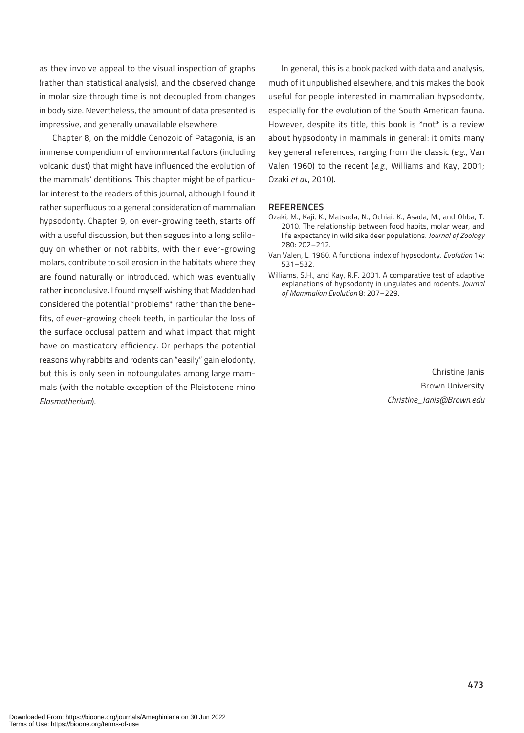as they involve appeal to the visual inspection of graphs (rather than statistical analysis), and the observed change in molar size through time is not decoupled from changes in body size. Nevertheless, the amount of data presented is impressive, and generally unavailable elsewhere.

Chapter 8, on the middle Cenozoic of Patagonia, is an immense compendium of environmental factors (including volcanic dust) that might have influenced the evolution of the mammals' dentitions. This chapter might be of particular interest to the readers of this journal, although I found it rather superfluous to a general consideration of mammalian hypsodonty. Chapter 9, on ever-growing teeth, starts off with a useful discussion, but then segues into a long soliloquy on whether or not rabbits, with their ever-growing molars, contribute to soil erosion in the habitats where they are found naturally or introduced, which was eventually rather inconclusive. I found myself wishing that Madden had considered the potential *problems* rather than the benefits, of ever-growing cheek teeth, in particular the loss of the surface occlusal pattern and what impact that might have on masticatory efficiency. Or perhaps the potential reasons why rabbits and rodents can "easily" gain elodonty, but this is only seen in notoungulates among large mammals (with the notable exception of the Pleistocene rhino *Elasmotherium*).

In general, this is a book packed with data and analysis, much of it unpublished elsewhere, and this makes the book useful for people interested in mammalian hypsodonty, especially for the evolution of the South American fauna. However, despite its title, this book is *not* is a review about hypsodonty in mammals in general: it omits many key general references, ranging from the classic (*e.g.*, Van Valen 1960) to the recent (*e.g.*, Williams and Kay, 2001; Ozaki *et al.*, 2010).

## REFERENCES

Ozaki, M., Kaji, K., Matsuda, N., Ochiai, K., Asada, M., and Ohba, T. 2010. The relationship between food habits, molar wear, and life expectancy in wild sika deer populations. *Journal of Zoology* 280: 202–212.

Van Valen, L. 1960. A functional index of hypsodonty. *Evolution* 14: 531–532.

Williams, S.H., and Kay, R.F. 2001. A comparative test of adaptive explanations of hypsodonty in ungulates and rodents. *Journal of Mammalian Evolution* 8: 207–229.

Christine Janis
Brown University
*Christine_Janis@Brown.edu*